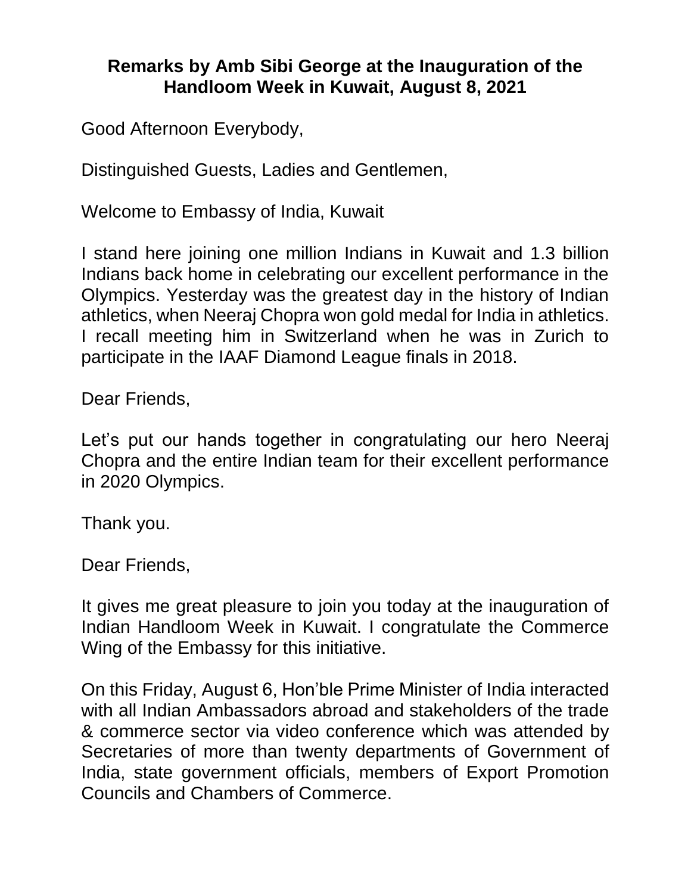# Remarks by Amb Sibi George at the Inauguration of the Handloom Week in Kuwait, August 8, 2021

Good Afternoon Everybody,

Distinguished Guests, Ladies and Gentlemen,

Welcome to Embassy of India, Kuwait

I stand here joining one million Indians in Kuwait and 1.3 billion Indians back home in celebrating our excellent performance in the Olympics. Yesterday was the greatest day in the history of Indian athletics, when Neeraj Chopra won gold medal for India in athletics. I recall meeting him in Switzerland when he was in Zurich to participate in the IAAF Diamond League finals in 2018.

Dear Friends,

Let's put our hands together in congratulating our hero Neeraj Chopra and the entire Indian team for their excellent performance in 2020 Olympics.

Thank you.

Dear Friends,

It gives me great pleasure to join you today at the inauguration of Indian Handloom Week in Kuwait. I congratulate the Commerce Wing of the Embassy for this initiative.

On this Friday, August 6, Hon'ble Prime Minister of India interacted with all Indian Ambassadors abroad and stakeholders of the trade & commerce sector via video conference which was attended by Secretaries of more than twenty departments of Government of India, state government officials, members of Export Promotion Councils and Chambers of Commerce.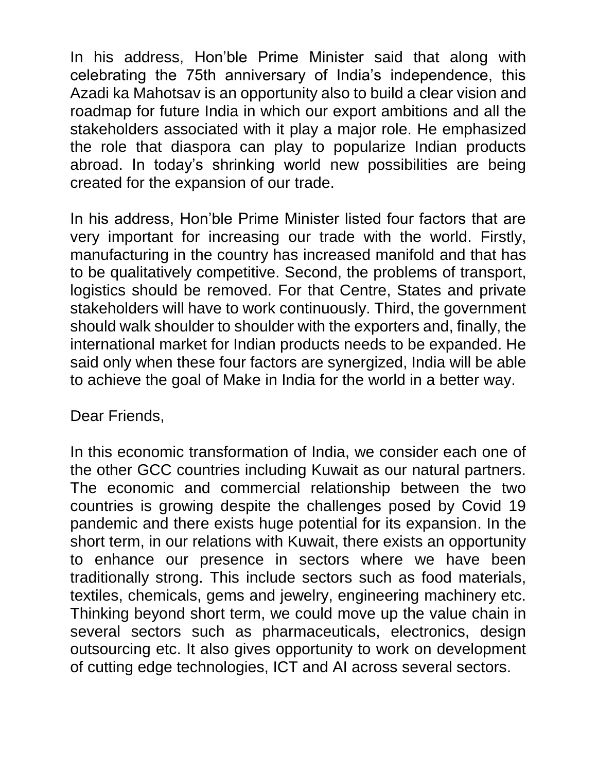In his address, Hon'ble Prime Minister said that along with celebrating the 75th anniversary of India's independence, this Azadi ka Mahotsav is an opportunity also to build a clear vision and roadmap for future India in which our export ambitions and all the stakeholders associated with it play a major role. He emphasized the role that diaspora can play to popularize Indian products abroad. In today's shrinking world new possibilities are being created for the expansion of our trade.

In his address, Hon'ble Prime Minister listed four factors that are very important for increasing our trade with the world. Firstly, manufacturing in the country has increased manifold and that has to be qualitatively competitive. Second, the problems of transport, logistics should be removed. For that Centre, States and private stakeholders will have to work continuously. Third, the government should walk shoulder to shoulder with the exporters and, finally, the international market for Indian products needs to be expanded. He said only when these four factors are synergized, India will be able to achieve the goal of Make in India for the world in a better way.

Dear Friends,

In this economic transformation of India, we consider each one of the other GCC countries including Kuwait as our natural partners. The economic and commercial relationship between the two countries is growing despite the challenges posed by Covid 19 pandemic and there exists huge potential for its expansion. In the short term, in our relations with Kuwait, there exists an opportunity to enhance our presence in sectors where we have been traditionally strong. This include sectors such as food materials, textiles, chemicals, gems and jewelry, engineering machinery etc. Thinking beyond short term, we could move up the value chain in several sectors such as pharmaceuticals, electronics, design outsourcing etc. It also gives opportunity to work on development of cutting edge technologies, ICT and AI across several sectors.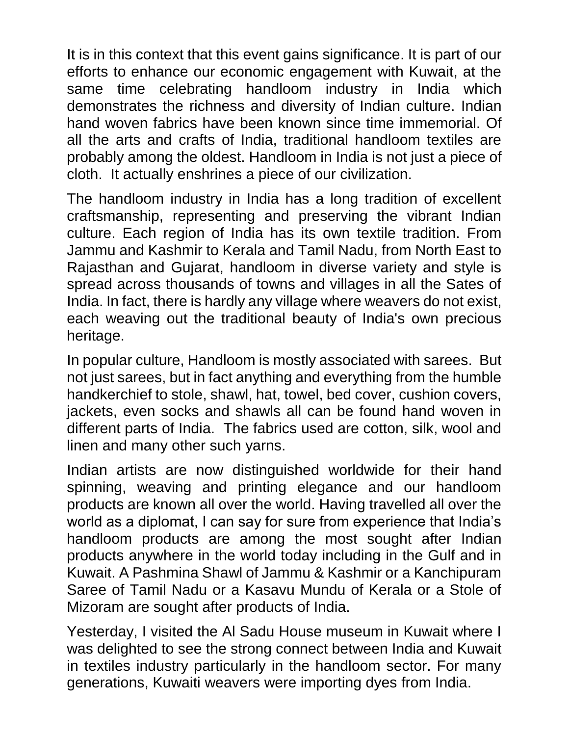It is in this context that this event gains significance. It is part of our efforts to enhance our economic engagement with Kuwait, at the same time celebrating handloom industry in India which demonstrates the richness and diversity of Indian culture. Indian hand woven fabrics have been known since time immemorial. Of all the arts and crafts of India, traditional handloom textiles are probably among the oldest. Handloom in India is not just a piece of cloth. It actually enshrines a piece of our civilization.

The handloom industry in India has a long tradition of excellent craftsmanship, representing and preserving the vibrant Indian culture. Each region of India has its own textile tradition. From Jammu and Kashmir to Kerala and Tamil Nadu, from North East to Rajasthan and Gujarat, handloom in diverse variety and style is spread across thousands of towns and villages in all the Sates of India. In fact, there is hardly any village where weavers do not exist, each weaving out the traditional beauty of India's own precious heritage.

In popular culture, Handloom is mostly associated with sarees. But not just sarees, but in fact anything and everything from the humble handkerchief to stole, shawl, hat, towel, bed cover, cushion covers, jackets, even socks and shawls all can be found hand woven in different parts of India. The fabrics used are cotton, silk, wool and linen and many other such yarns.

Indian artists are now distinguished worldwide for their hand spinning, weaving and printing elegance and our handloom products are known all over the world. Having travelled all over the world as a diplomat, I can say for sure from experience that India's handloom products are among the most sought after Indian products anywhere in the world today including in the Gulf and in Kuwait. A Pashmina Shawl of Jammu & Kashmir or a Kanchipuram Saree of Tamil Nadu or a Kasavu Mundu of Kerala or a Stole of Mizoram are sought after products of India.

Yesterday, I visited the Al Sadu House museum in Kuwait where I was delighted to see the strong connect between India and Kuwait in textiles industry particularly in the handloom sector. For many generations, Kuwaiti weavers were importing dyes from India.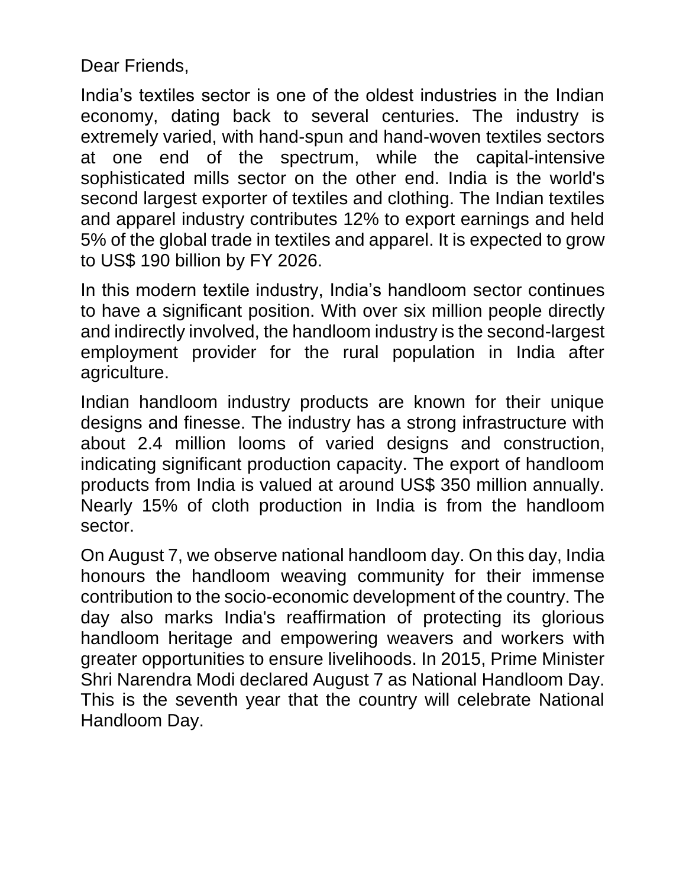Dear Friends,

India’s textiles sector is one of the oldest industries in the Indian economy, dating back to several centuries. The industry is extremely varied, with hand-spun and hand-woven textiles sectors at one end of the spectrum, while the capital-intensive sophisticated mills sector on the other end. India is the world's second largest exporter of textiles and clothing. The Indian textiles and apparel industry contributes 12% to export earnings and held 5% of the global trade in textiles and apparel. It is expected to grow to US$ 190 billion by FY 2026.

In this modern textile industry, India’s handloom sector continues to have a significant position. With over six million people directly and indirectly involved, the handloom industry is the second-largest employment provider for the rural population in India after agriculture.

Indian handloom industry products are known for their unique designs and finesse. The industry has a strong infrastructure with about 2.4 million looms of varied designs and construction, indicating significant production capacity. The export of handloom products from India is valued at around US$ 350 million annually. Nearly 15% of cloth production in India is from the handloom sector.

On August 7, we observe national handloom day. On this day, India honours the handloom weaving community for their immense contribution to the socio-economic development of the country. The day also marks India's reaffirmation of protecting its glorious handloom heritage and empowering weavers and workers with greater opportunities to ensure livelihoods. In 2015, Prime Minister Shri Narendra Modi declared August 7 as National Handloom Day. This is the seventh year that the country will celebrate National Handloom Day.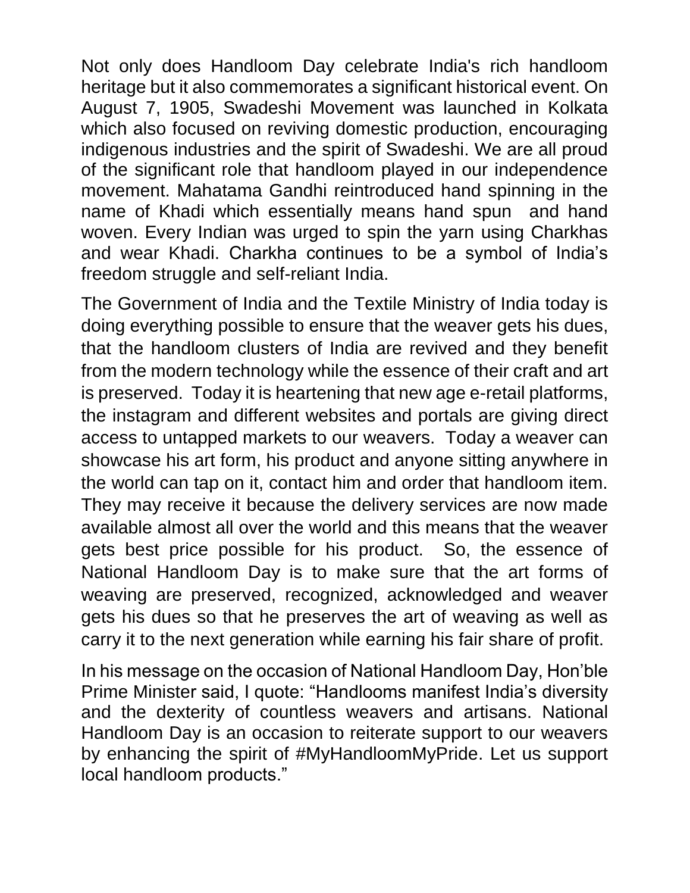Not only does Handloom Day celebrate India's rich handloom heritage but it also commemorates a significant historical event. On August 7, 1905, Swadeshi Movement was launched in Kolkata which also focused on reviving domestic production, encouraging indigenous industries and the spirit of Swadeshi. We are all proud of the significant role that handloom played in our independence movement. Mahatama Gandhi reintroduced hand spinning in the name of Khadi which essentially means hand spun and hand woven. Every Indian was urged to spin the yarn using Charkhas and wear Khadi. Charkha continues to be a symbol of India's freedom struggle and self-reliant India.

The Government of India and the Textile Ministry of India today is doing everything possible to ensure that the weaver gets his dues, that the handloom clusters of India are revived and they benefit from the modern technology while the essence of their craft and art is preserved. Today it is heartening that new age e-retail platforms, the instagram and different websites and portals are giving direct access to untapped markets to our weavers. Today a weaver can showcase his art form, his product and anyone sitting anywhere in the world can tap on it, contact him and order that handloom item. They may receive it because the delivery services are now made available almost all over the world and this means that the weaver gets best price possible for his product. So, the essence of National Handloom Day is to make sure that the art forms of weaving are preserved, recognized, acknowledged and weaver gets his dues so that he preserves the art of weaving as well as carry it to the next generation while earning his fair share of profit.

In his message on the occasion of National Handloom Day, Hon'ble Prime Minister said, I quote: "Handlooms manifest India's diversity and the dexterity of countless weavers and artisans. National Handloom Day is an occasion to reiterate support to our weavers by enhancing the spirit of #MyHandloomMyPride. Let us support local handloom products."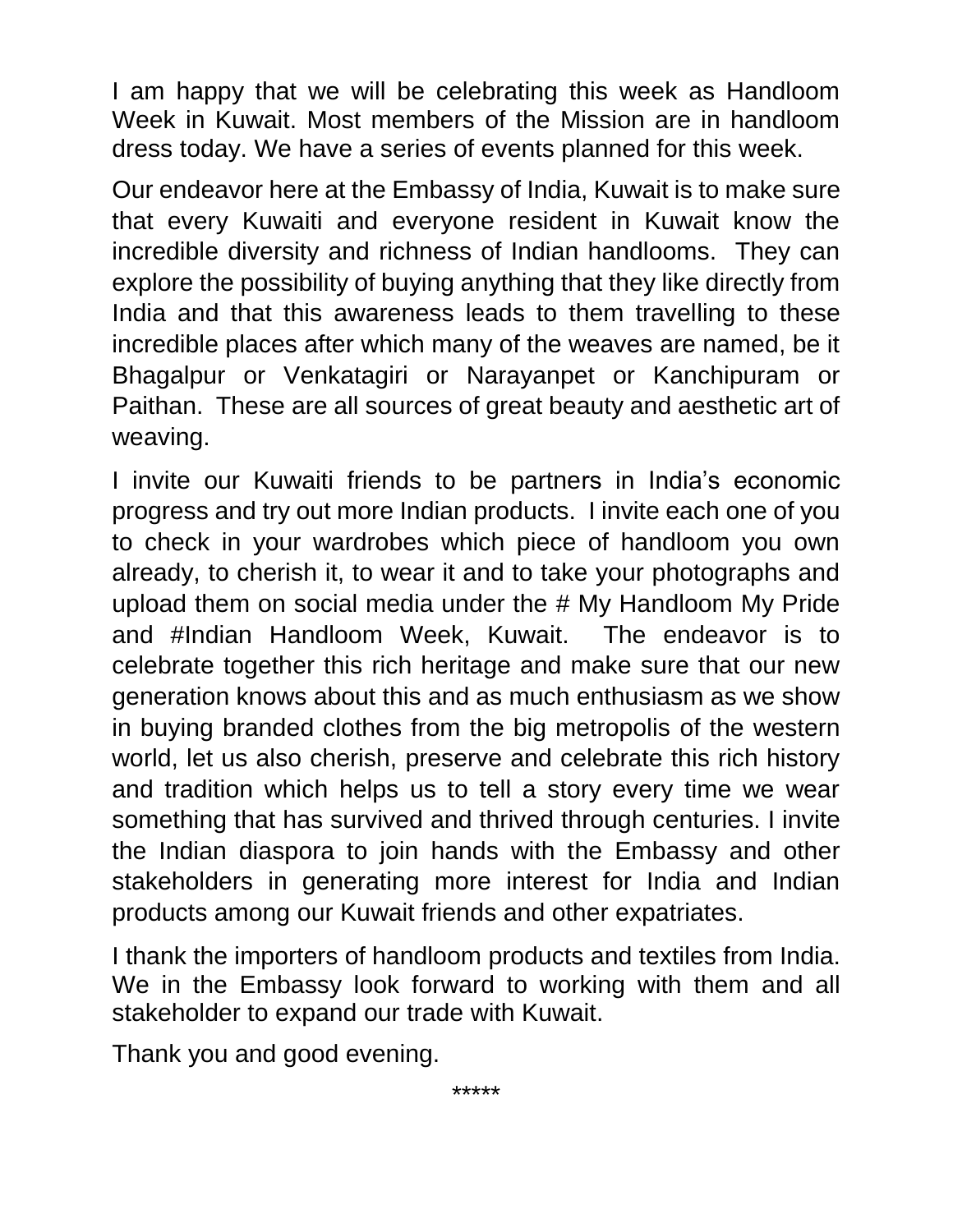I am happy that we will be celebrating this week as Handloom Week in Kuwait. Most members of the Mission are in handloom dress today. We have a series of events planned for this week.

Our endeavor here at the Embassy of India, Kuwait is to make sure that every Kuwaiti and everyone resident in Kuwait know the incredible diversity and richness of Indian handlooms. They can explore the possibility of buying anything that they like directly from India and that this awareness leads to them travelling to these incredible places after which many of the weaves are named, be it Bhagalpur or Venkatagiri or Narayanpet or Kanchipuram or Paithan. These are all sources of great beauty and aesthetic art of weaving.

I invite our Kuwaiti friends to be partners in India's economic progress and try out more Indian products. I invite each one of you to check in your wardrobes which piece of handloom you own already, to cherish it, to wear it and to take your photographs and upload them on social media under the # My Handloom My Pride and #Indian Handloom Week, Kuwait. The endeavor is to celebrate together this rich heritage and make sure that our new generation knows about this and as much enthusiasm as we show in buying branded clothes from the big metropolis of the western world, let us also cherish, preserve and celebrate this rich history and tradition which helps us to tell a story every time we wear something that has survived and thrived through centuries. I invite the Indian diaspora to join hands with the Embassy and other stakeholders in generating more interest for India and Indian products among our Kuwait friends and other expatriates.

I thank the importers of handloom products and textiles from India. We in the Embassy look forward to working with them and all stakeholder to expand our trade with Kuwait.

Thank you and good evening.

*****